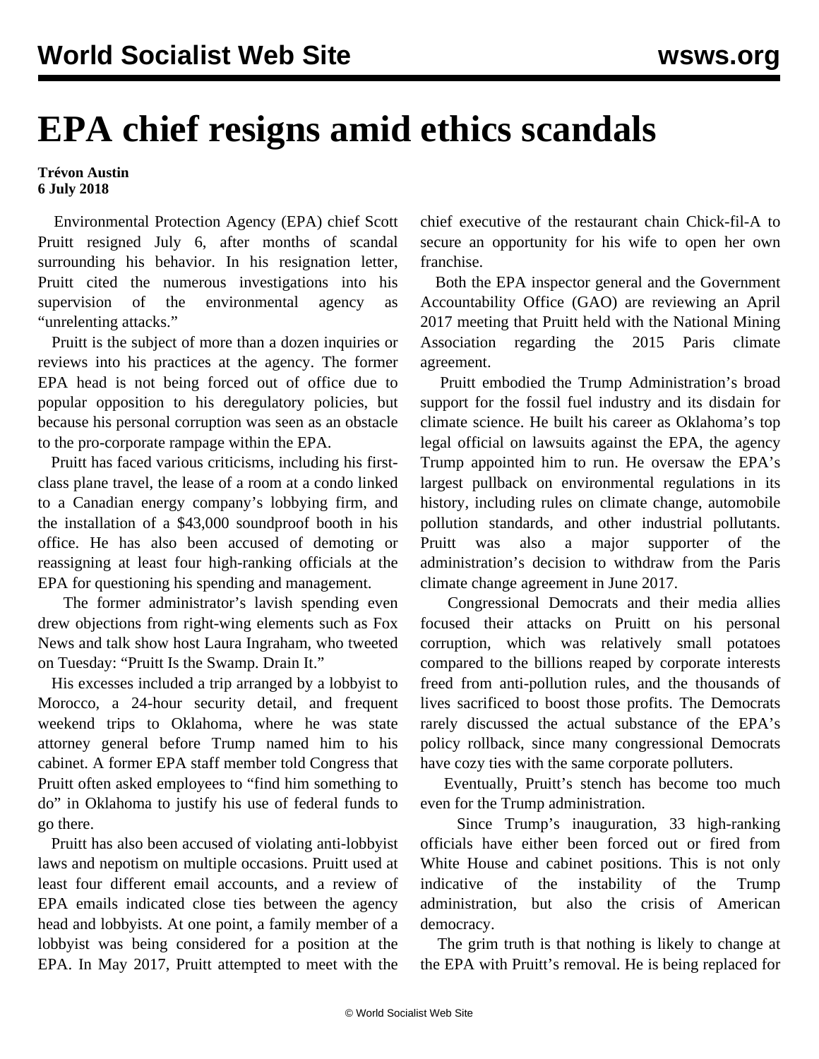# EPA chief resigns amid ethics scandals

**Trévon Austin**
**6 July 2018**

Environmental Protection Agency (EPA) chief Scott Pruitt resigned July 6, after months of scandal surrounding his behavior. In his resignation letter, Pruitt cited the numerous investigations into his supervision of the environmental agency as "unrelenting attacks."

Pruitt is the subject of more than a dozen inquiries or reviews into his practices at the agency. The former EPA head is not being forced out of office due to popular opposition to his deregulatory policies, but because his personal corruption was seen as an obstacle to the pro-corporate rampage within the EPA.

Pruitt has faced various criticisms, including his first-class plane travel, the lease of a room at a condo linked to a Canadian energy company's lobbying firm, and the installation of a $43,000 soundproof booth in his office. He has also been accused of demoting or reassigning at least four high-ranking officials at the EPA for questioning his spending and management.

The former administrator's lavish spending even drew objections from right-wing elements such as Fox News and talk show host Laura Ingraham, who tweeted on Tuesday: "Pruitt Is the Swamp. Drain It."

His excesses included a trip arranged by a lobbyist to Morocco, a 24-hour security detail, and frequent weekend trips to Oklahoma, where he was state attorney general before Trump named him to his cabinet. A former EPA staff member told Congress that Pruitt often asked employees to "find him something to do" in Oklahoma to justify his use of federal funds to go there.

Pruitt has also been accused of violating anti-lobbyist laws and nepotism on multiple occasions. Pruitt used at least four different email accounts, and a review of EPA emails indicated close ties between the agency head and lobbyists. At one point, a family member of a lobbyist was being considered for a position at the EPA. In May 2017, Pruitt attempted to meet with the chief executive of the restaurant chain Chick-fil-A to secure an opportunity for his wife to open her own franchise.

Both the EPA inspector general and the Government Accountability Office (GAO) are reviewing an April 2017 meeting that Pruitt held with the National Mining Association regarding the 2015 Paris climate agreement.

Pruitt embodied the Trump Administration's broad support for the fossil fuel industry and its disdain for climate science. He built his career as Oklahoma's top legal official on lawsuits against the EPA, the agency Trump appointed him to run. He oversaw the EPA's largest pullback on environmental regulations in its history, including rules on climate change, automobile pollution standards, and other industrial pollutants. Pruitt was also a major supporter of the administration's decision to withdraw from the Paris climate change agreement in June 2017.

Congressional Democrats and their media allies focused their attacks on Pruitt on his personal corruption, which was relatively small potatoes compared to the billions reaped by corporate interests freed from anti-pollution rules, and the thousands of lives sacrificed to boost those profits. The Democrats rarely discussed the actual substance of the EPA's policy rollback, since many congressional Democrats have cozy ties with the same corporate polluters.

Eventually, Pruitt's stench has become too much even for the Trump administration.

Since Trump's inauguration, 33 high-ranking officials have either been forced out or fired from White House and cabinet positions. This is not only indicative of the instability of the Trump administration, but also the crisis of American democracy.

The grim truth is that nothing is likely to change at the EPA with Pruitt's removal. He is being replaced for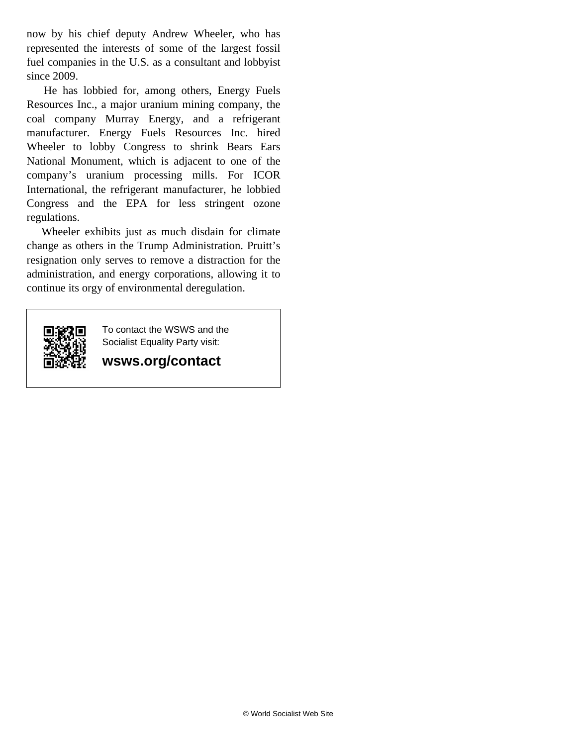now by his chief deputy Andrew Wheeler, who has represented the interests of some of the largest fossil fuel companies in the U.S. as a consultant and lobbyist since 2009.

He has lobbied for, among others, Energy Fuels Resources Inc., a major uranium mining company, the coal company Murray Energy, and a refrigerant manufacturer. Energy Fuels Resources Inc. hired Wheeler to lobby Congress to shrink Bears Ears National Monument, which is adjacent to one of the company's uranium processing mills. For ICOR International, the refrigerant manufacturer, he lobbied Congress and the EPA for less stringent ozone regulations.

Wheeler exhibits just as much disdain for climate change as others in the Trump Administration. Pruitt's resignation only serves to remove a distraction for the administration, and energy corporations, allowing it to continue its orgy of environmental deregulation.

To contact the WSWS and the Socialist Equality Party visit:

**wsws.org/contact**

© World Socialist Web Site